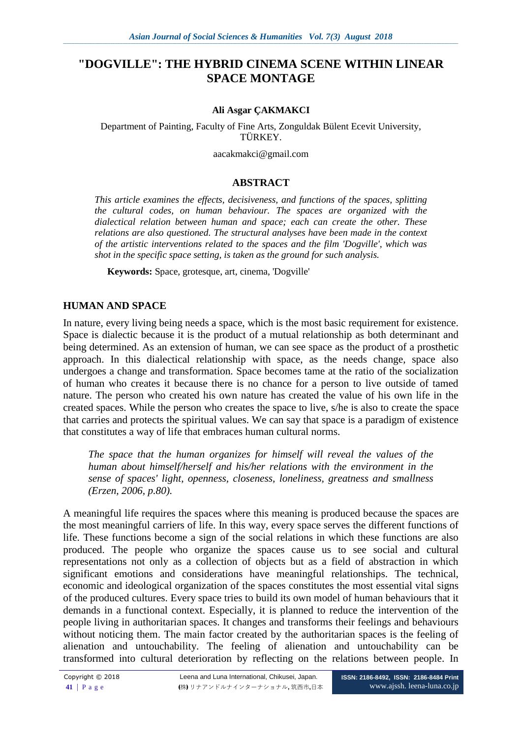# "DOGVILLE": THE HYBRID CINEMA SCENE WITHIN LINEAR SPACE MONTAGE

**Ali Asgar ÇAKMAKCI**

Department of Painting, Faculty of Fine Arts, Zonguldak Bülent Ecevit University, TÜRKEY.

aacakmakci@gmail.com

## ABSTRACT

*This article examines the effects, decisiveness, and functions of the spaces, splitting the cultural codes, on human behaviour. The spaces are organized with the dialectical relation between human and space; each can create the other. These relations are also questioned. The structural analyses have been made in the context of the artistic interventions related to the spaces and the film 'Dogville', which was shot in the specific space setting, is taken as the ground for such analysis.*

**Keywords:** Space, grotesque, art, cinema, 'Dogville'

## HUMAN AND SPACE

In nature, every living being needs a space, which is the most basic requirement for existence. Space is dialectic because it is the product of a mutual relationship as both determinant and being determined. As an extension of human, we can see space as the product of a prosthetic approach. In this dialectical relationship with space, as the needs change, space also undergoes a change and transformation. Space becomes tame at the ratio of the socialization of human who creates it because there is no chance for a person to live outside of tamed nature. The person who created his own nature has created the value of his own life in the created spaces. While the person who creates the space to live, s/he is also to create the space that carries and protects the spiritual values. We can say that space is a paradigm of existence that constitutes a way of life that embraces human cultural norms.

> *The space that the human organizes for himself will reveal the values of the human about himself/herself and his/her relations with the environment in the sense of spaces' light, openness, closeness, loneliness, greatness and smallness (Erzen, 2006, p.80).*

A meaningful life requires the spaces where this meaning is produced because the spaces are the most meaningful carriers of life. In this way, every space serves the different functions of life. These functions become a sign of the social relations in which these functions are also produced. The people who organize the spaces cause us to see social and cultural representations not only as a collection of objects but as a field of abstraction in which significant emotions and considerations have meaningful relationships. The technical, economic and ideological organization of the spaces constitutes the most essential vital signs of the produced cultures. Every space tries to build its own model of human behaviours that it demands in a functional context. Especially, it is planned to reduce the intervention of the people living in authoritarian spaces. It changes and transforms their feelings and behaviours without noticing them. The main factor created by the authoritarian spaces is the feeling of alienation and untouchability. The feeling of alienation and untouchability can be transformed into cultural deterioration by reflecting on the relations between people. In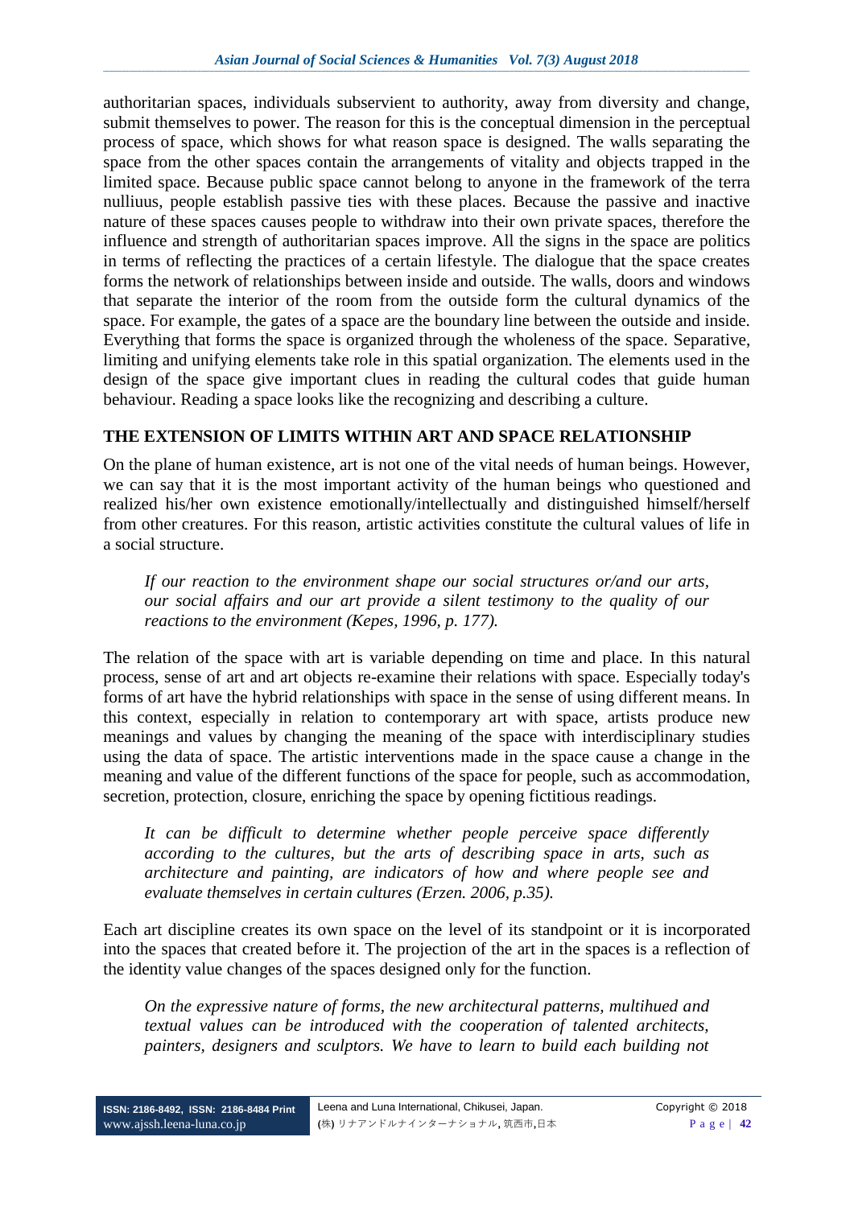authoritarian spaces, individuals subservient to authority, away from diversity and change, submit themselves to power. The reason for this is the conceptual dimension in the perceptual process of space, which shows for what reason space is designed. The walls separating the space from the other spaces contain the arrangements of vitality and objects trapped in the limited space. Because public space cannot belong to anyone in the framework of the terra nulliuus, people establish passive ties with these places. Because the passive and inactive nature of these spaces causes people to withdraw into their own private spaces, therefore the influence and strength of authoritarian spaces improve. All the signs in the space are politics in terms of reflecting the practices of a certain lifestyle. The dialogue that the space creates forms the network of relationships between inside and outside. The walls, doors and windows that separate the interior of the room from the outside form the cultural dynamics of the space. For example, the gates of a space are the boundary line between the outside and inside. Everything that forms the space is organized through the wholeness of the space. Separative, limiting and unifying elements take role in this spatial organization. The elements used in the design of the space give important clues in reading the cultural codes that guide human behaviour. Reading a space looks like the recognizing and describing a culture.

## THE EXTENSION OF LIMITS WITHIN ART AND SPACE RELATIONSHIP

On the plane of human existence, art is not one of the vital needs of human beings. However, we can say that it is the most important activity of the human beings who questioned and realized his/her own existence emotionally/intellectually and distinguished himself/herself from other creatures. For this reason, artistic activities constitute the cultural values of life in a social structure.

> *If our reaction to the environment shape our social structures or/and our arts, our social affairs and our art provide a silent testimony to the quality of our reactions to the environment (Kepes, 1996, p. 177).*

The relation of the space with art is variable depending on time and place. In this natural process, sense of art and art objects re-examine their relations with space. Especially today's forms of art have the hybrid relationships with space in the sense of using different means. In this context, especially in relation to contemporary art with space, artists produce new meanings and values by changing the meaning of the space with interdisciplinary studies using the data of space. The artistic interventions made in the space cause a change in the meaning and value of the different functions of the space for people, such as accommodation, secretion, protection, closure, enriching the space by opening fictitious readings.

> *It can be difficult to determine whether people perceive space differently according to the cultures, but the arts of describing space in arts, such as architecture and painting, are indicators of how and where people see and evaluate themselves in certain cultures (Erzen. 2006, p.35).*

Each art discipline creates its own space on the level of its standpoint or it is incorporated into the spaces that created before it. The projection of the art in the spaces is a reflection of the identity value changes of the spaces designed only for the function.

> *On the expressive nature of forms, the new architectural patterns, multihued and textual values can be introduced with the cooperation of talented architects, painters, designers and sculptors. We have to learn to build each building not*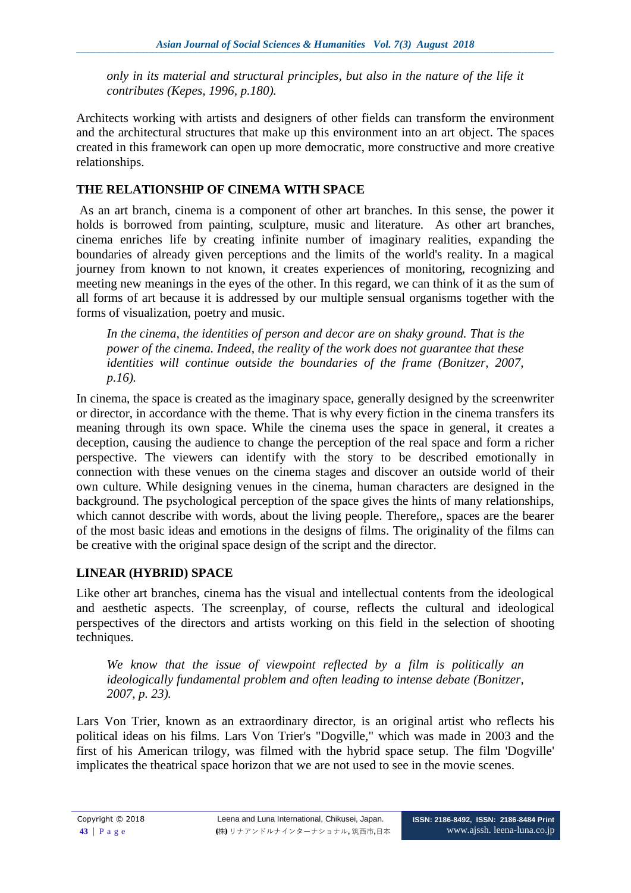*only in its material and structural principles, but also in the nature of the life it contributes (Kepes, 1996, p.180).*

Architects working with artists and designers of other fields can transform the environment and the architectural structures that make up this environment into an art object. The spaces created in this framework can open up more democratic, more constructive and more creative relationships.

## THE RELATIONSHIP OF CINEMA WITH SPACE

As an art branch, cinema is a component of other art branches. In this sense, the power it holds is borrowed from painting, sculpture, music and literature. As other art branches, cinema enriches life by creating infinite number of imaginary realities, expanding the boundaries of already given perceptions and the limits of the world's reality. In a magical journey from known to not known, it creates experiences of monitoring, recognizing and meeting new meanings in the eyes of the other. In this regard, we can think of it as the sum of all forms of art because it is addressed by our multiple sensual organisms together with the forms of visualization, poetry and music.

*In the cinema, the identities of person and decor are on shaky ground. That is the power of the cinema. Indeed, the reality of the work does not guarantee that these identities will continue outside the boundaries of the frame (Bonitzer, 2007, p.16).*

In cinema, the space is created as the imaginary space, generally designed by the screenwriter or director, in accordance with the theme. That is why every fiction in the cinema transfers its meaning through its own space. While the cinema uses the space in general, it creates a deception, causing the audience to change the perception of the real space and form a richer perspective. The viewers can identify with the story to be described emotionally in connection with these venues on the cinema stages and discover an outside world of their own culture. While designing venues in the cinema, human characters are designed in the background. The psychological perception of the space gives the hints of many relationships, which cannot describe with words, about the living people. Therefore,, spaces are the bearer of the most basic ideas and emotions in the designs of films. The originality of the films can be creative with the original space design of the script and the director.

## LINEAR (HYBRID) SPACE

Like other art branches, cinema has the visual and intellectual contents from the ideological and aesthetic aspects. The screenplay, of course, reflects the cultural and ideological perspectives of the directors and artists working on this field in the selection of shooting techniques.

*We know that the issue of viewpoint reflected by a film is politically an ideologically fundamental problem and often leading to intense debate (Bonitzer, 2007, p. 23).*

Lars Von Trier, known as an extraordinary director, is an original artist who reflects his political ideas on his films. Lars Von Trier's "Dogville," which was made in 2003 and the first of his American trilogy, was filmed with the hybrid space setup. The film 'Dogville' implicates the theatrical space horizon that we are not used to see in the movie scenes.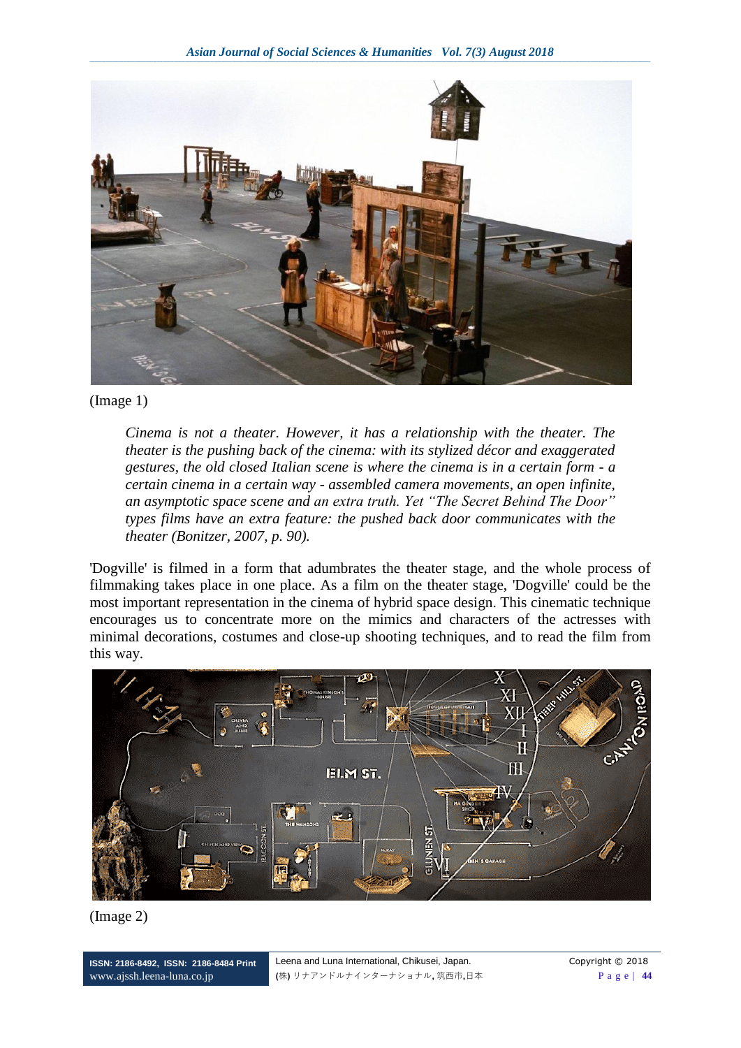(Image 1)

> *Cinema is not a theater. However, it has a relationship with the theater. The theater is the pushing back of the cinema: with its stylized décor and exaggerated gestures, the old closed Italian scene is where the cinema is in a certain form - a certain cinema in a certain way - assembled camera movements, an open infinite, an asymptotic space scene and an extra truth. Yet "The Secret Behind The Door" types films have an extra feature: the pushed back door communicates with the theater (Bonitzer, 2007, p. 90).*

'Dogville' is filmed in a form that adumbrates the theater stage, and the whole process of filmmaking takes place in one place. As a film on the theater stage, 'Dogville' could be the most important representation in the cinema of hybrid space design. This cinematic technique encourages us to concentrate more on the mimics and characters of the actresses with minimal decorations, costumes and close-up shooting techniques, and to read the film from this way.

(Image 2)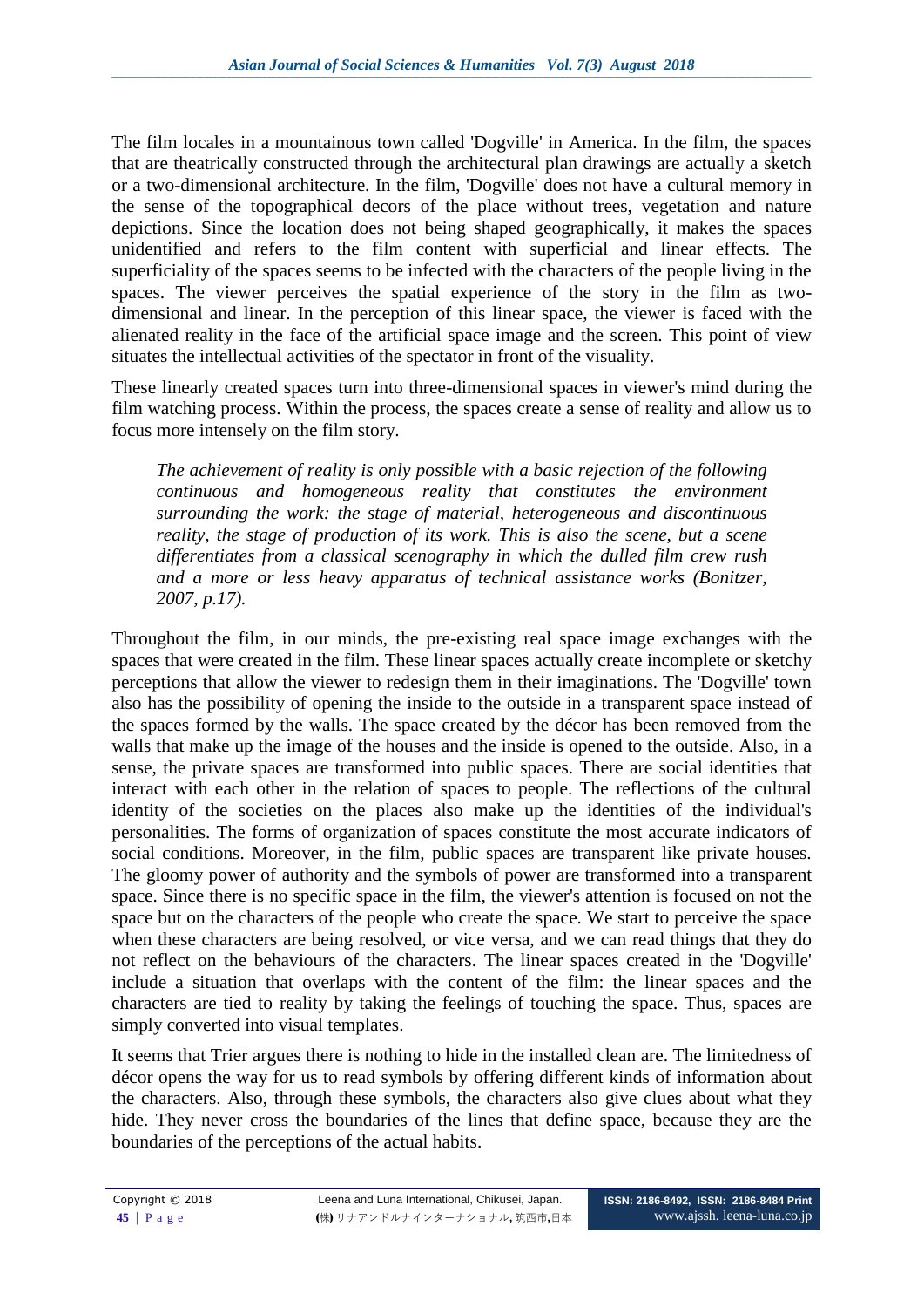The film locales in a mountainous town called 'Dogville' in America. In the film, the spaces that are theatrically constructed through the architectural plan drawings are actually a sketch or a two-dimensional architecture. In the film, 'Dogville' does not have a cultural memory in the sense of the topographical decors of the place without trees, vegetation and nature depictions. Since the location does not being shaped geographically, it makes the spaces unidentified and refers to the film content with superficial and linear effects. The superficiality of the spaces seems to be infected with the characters of the people living in the spaces. The viewer perceives the spatial experience of the story in the film as two-dimensional and linear. In the perception of this linear space, the viewer is faced with the alienated reality in the face of the artificial space image and the screen. This point of view situates the intellectual activities of the spectator in front of the visuality.

These linearly created spaces turn into three-dimensional spaces in viewer's mind during the film watching process. Within the process, the spaces create a sense of reality and allow us to focus more intensely on the film story.

> *The achievement of reality is only possible with a basic rejection of the following continuous and homogeneous reality that constitutes the environment surrounding the work: the stage of material, heterogeneous and discontinuous reality, the stage of production of its work. This is also the scene, but a scene differentiates from a classical scenography in which the dulled film crew rush and a more or less heavy apparatus of technical assistance works (Bonitzer, 2007, p.17).*

Throughout the film, in our minds, the pre-existing real space image exchanges with the spaces that were created in the film. These linear spaces actually create incomplete or sketchy perceptions that allow the viewer to redesign them in their imaginations. The 'Dogville' town also has the possibility of opening the inside to the outside in a transparent space instead of the spaces formed by the walls. The space created by the décor has been removed from the walls that make up the image of the houses and the inside is opened to the outside. Also, in a sense, the private spaces are transformed into public spaces. There are social identities that interact with each other in the relation of spaces to people. The reflections of the cultural identity of the societies on the places also make up the identities of the individual's personalities. The forms of organization of spaces constitute the most accurate indicators of social conditions. Moreover, in the film, public spaces are transparent like private houses. The gloomy power of authority and the symbols of power are transformed into a transparent space. Since there is no specific space in the film, the viewer's attention is focused on not the space but on the characters of the people who create the space. We start to perceive the space when these characters are being resolved, or vice versa, and we can read things that they do not reflect on the behaviours of the characters. The linear spaces created in the 'Dogville' include a situation that overlaps with the content of the film: the linear spaces and the characters are tied to reality by taking the feelings of touching the space. Thus, spaces are simply converted into visual templates.

It seems that Trier argues there is nothing to hide in the installed clean are. The limitedness of décor opens the way for us to read symbols by offering different kinds of information about the characters. Also, through these symbols, the characters also give clues about what they hide. They never cross the boundaries of the lines that define space, because they are the boundaries of the perceptions of the actual habits.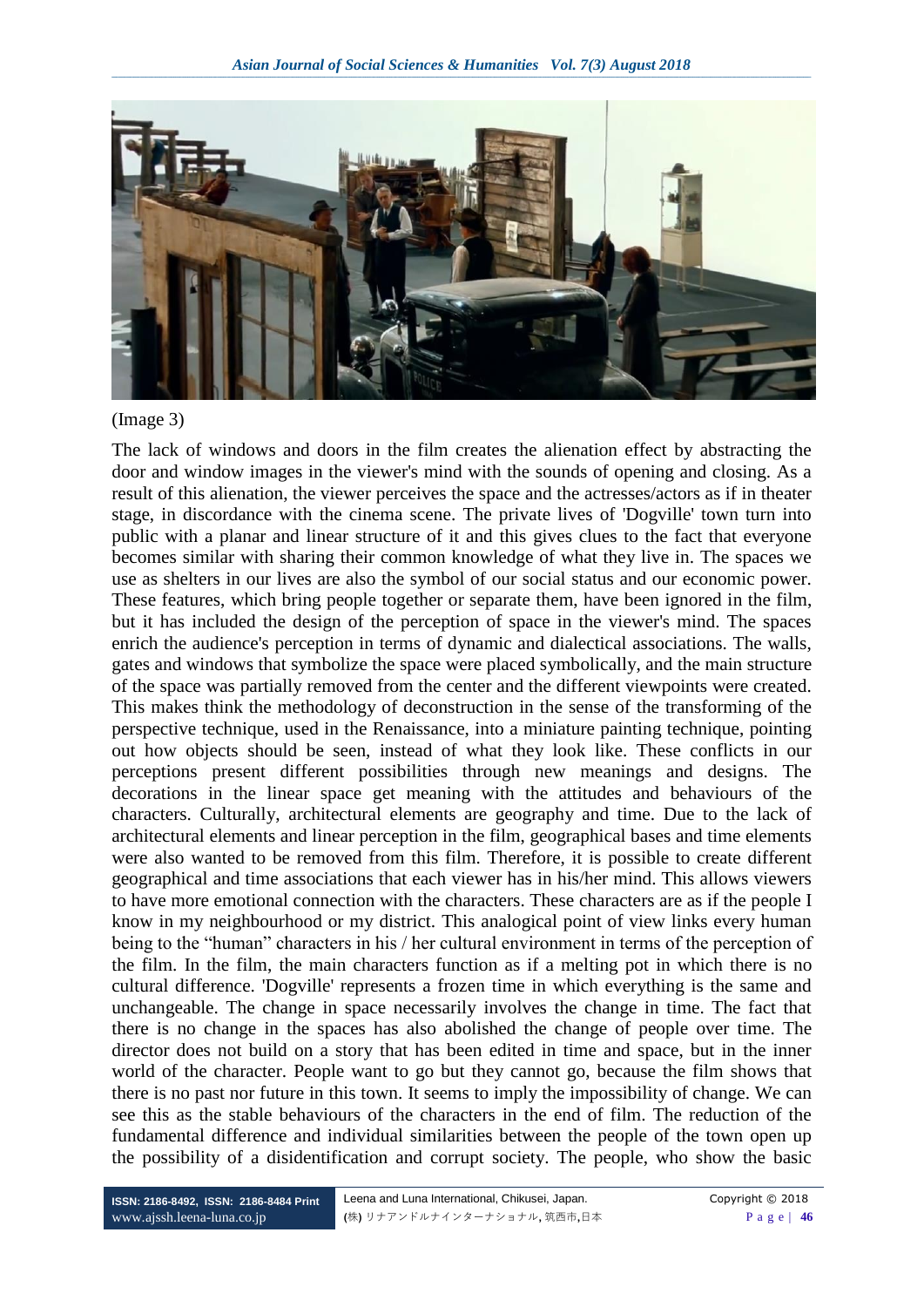(Image 3)

The lack of windows and doors in the film creates the alienation effect by abstracting the door and window images in the viewer's mind with the sounds of opening and closing. As a result of this alienation, the viewer perceives the space and the actresses/actors as if in theater stage, in discordance with the cinema scene. The private lives of 'Dogville' town turn into public with a planar and linear structure of it and this gives clues to the fact that everyone becomes similar with sharing their common knowledge of what they live in. The spaces we use as shelters in our lives are also the symbol of our social status and our economic power. These features, which bring people together or separate them, have been ignored in the film, but it has included the design of the perception of space in the viewer's mind. The spaces enrich the audience's perception in terms of dynamic and dialectical associations. The walls, gates and windows that symbolize the space were placed symbolically, and the main structure of the space was partially removed from the center and the different viewpoints were created. This makes think the methodology of deconstruction in the sense of the transforming of the perspective technique, used in the Renaissance, into a miniature painting technique, pointing out how objects should be seen, instead of what they look like. These conflicts in our perceptions present different possibilities through new meanings and designs. The decorations in the linear space get meaning with the attitudes and behaviours of the characters. Culturally, architectural elements are geography and time. Due to the lack of architectural elements and linear perception in the film, geographical bases and time elements were also wanted to be removed from this film. Therefore, it is possible to create different geographical and time associations that each viewer has in his/her mind. This allows viewers to have more emotional connection with the characters. These characters are as if the people I know in my neighbourhood or my district. This analogical point of view links every human being to the "human" characters in his / her cultural environment in terms of the perception of the film. In the film, the main characters function as if a melting pot in which there is no cultural difference. 'Dogville' represents a frozen time in which everything is the same and unchangeable. The change in space necessarily involves the change in time. The fact that there is no change in the spaces has also abolished the change of people over time. The director does not build on a story that has been edited in time and space, but in the inner world of the character. People want to go but they cannot go, because the film shows that there is no past nor future in this town. It seems to imply the impossibility of change. We can see this as the stable behaviours of the characters in the end of film. The reduction of the fundamental difference and individual similarities between the people of the town open up the possibility of a disidentification and corrupt society. The people, who show the basic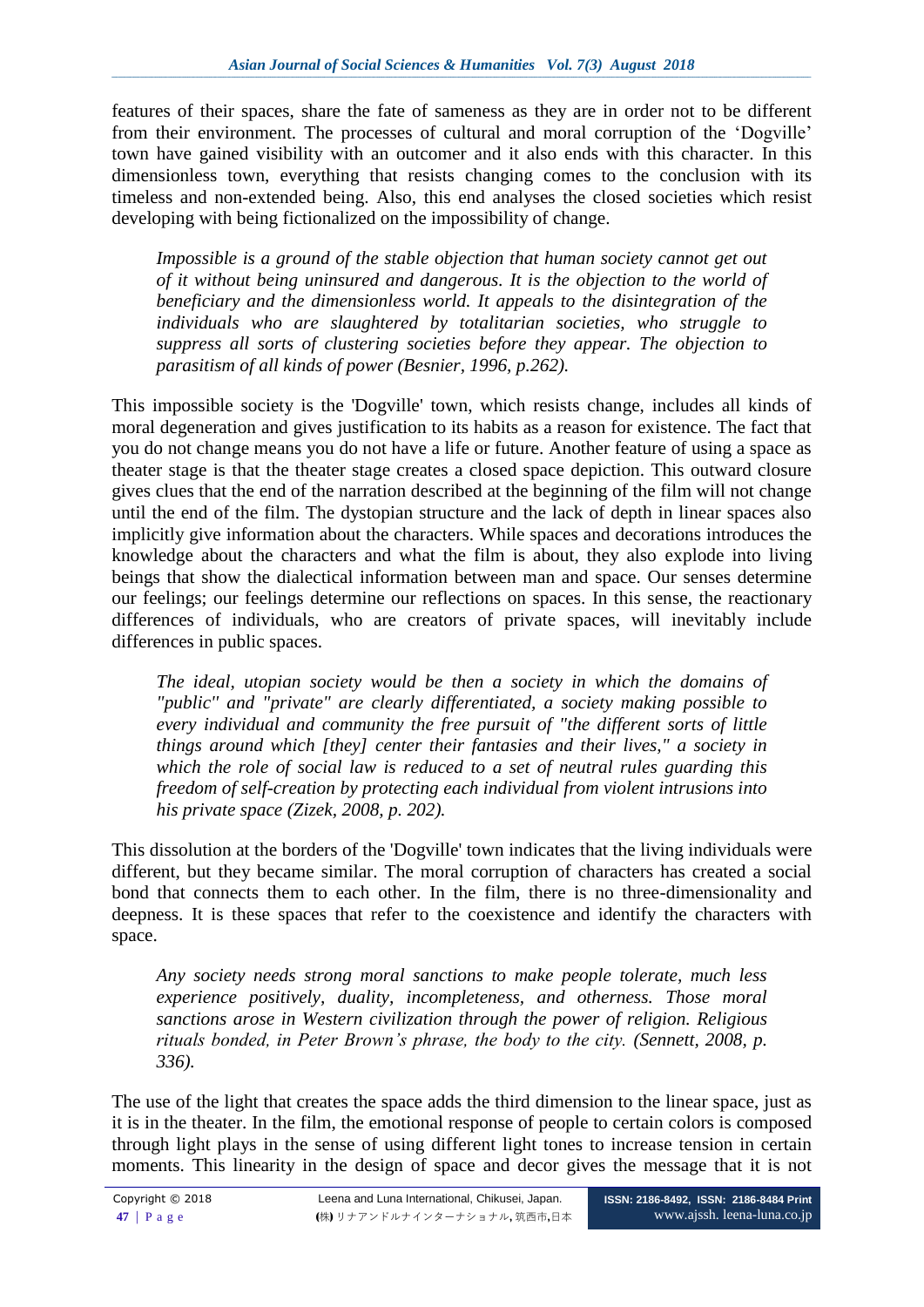features of their spaces, share the fate of sameness as they are in order not to be different from their environment. The processes of cultural and moral corruption of the 'Dogville' town have gained visibility with an outcomer and it also ends with this character. In this dimensionless town, everything that resists changing comes to the conclusion with its timeless and non-extended being. Also, this end analyses the closed societies which resist developing with being fictionalized on the impossibility of change.

> *Impossible is a ground of the stable objection that human society cannot get out of it without being uninsured and dangerous. It is the objection to the world of beneficiary and the dimensionless world. It appeals to the disintegration of the individuals who are slaughtered by totalitarian societies, who struggle to suppress all sorts of clustering societies before they appear. The objection to parasitism of all kinds of power (Besnier, 1996, p.262).*

This impossible society is the 'Dogville' town, which resists change, includes all kinds of moral degeneration and gives justification to its habits as a reason for existence. The fact that you do not change means you do not have a life or future. Another feature of using a space as theater stage is that the theater stage creates a closed space depiction. This outward closure gives clues that the end of the narration described at the beginning of the film will not change until the end of the film. The dystopian structure and the lack of depth in linear spaces also implicitly give information about the characters. While spaces and decorations introduces the knowledge about the characters and what the film is about, they also explode into living beings that show the dialectical information between man and space. Our senses determine our feelings; our feelings determine our reflections on spaces. In this sense, the reactionary differences of individuals, who are creators of private spaces, will inevitably include differences in public spaces.

> *The ideal, utopian society would be then a society in which the domains of "public" and "private" are clearly differentiated, a society making possible to every individual and community the free pursuit of "the different sorts of little things around which [they] center their fantasies and their lives," a society in which the role of social law is reduced to a set of neutral rules guarding this freedom of self-creation by protecting each individual from violent intrusions into his private space (Zizek, 2008, p. 202).*

This dissolution at the borders of the 'Dogville' town indicates that the living individuals were different, but they became similar. The moral corruption of characters has created a social bond that connects them to each other. In the film, there is no three-dimensionality and deepness. It is these spaces that refer to the coexistence and identify the characters with space.

> *Any society needs strong moral sanctions to make people tolerate, much less experience positively, duality, incompleteness, and otherness. Those moral sanctions arose in Western civilization through the power of religion. Religious rituals bonded, in Peter Brown's phrase, the body to the city. (Sennett, 2008, p. 336).*

The use of the light that creates the space adds the third dimension to the linear space, just as it is in the theater. In the film, the emotional response of people to certain colors is composed through light plays in the sense of using different light tones to increase tension in certain moments. This linearity in the design of space and decor gives the message that it is not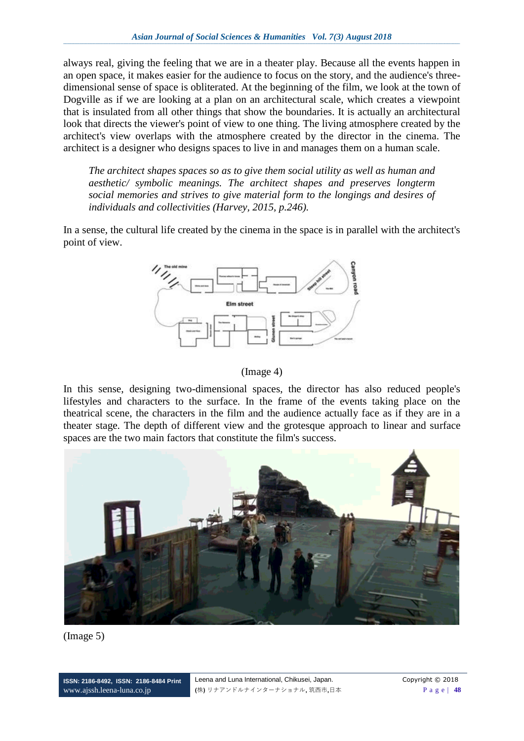always real, giving the feeling that we are in a theater play. Because all the events happen in an open space, it makes easier for the audience to focus on the story, and the audience's three-dimensional sense of space is obliterated. At the beginning of the film, we look at the town of Dogville as if we are looking at a plan on an architectural scale, which creates a viewpoint that is insulated from all other things that show the boundaries. It is actually an architectural look that directs the viewer's point of view to one thing. The living atmosphere created by the architect's view overlaps with the atmosphere created by the director in the cinema. The architect is a designer who designs spaces to live in and manages them on a human scale.

> *The architect shapes spaces so as to give them social utility as well as human and aesthetic/ symbolic meanings. The architect shapes and preserves longterm social memories and strives to give material form to the longings and desires of individuals and collectivities (Harvey, 2015, p.246).*

In a sense, the cultural life created by the cinema in the space is in parallel with the architect's point of view.

(Image 4)

In this sense, designing two-dimensional spaces, the director has also reduced people's lifestyles and characters to the surface. In the frame of the events taking place on the theatrical scene, the characters in the film and the audience actually face as if they are in a theater stage. The depth of different view and the grotesque approach to linear and surface spaces are the two main factors that constitute the film's success.

(Image 5)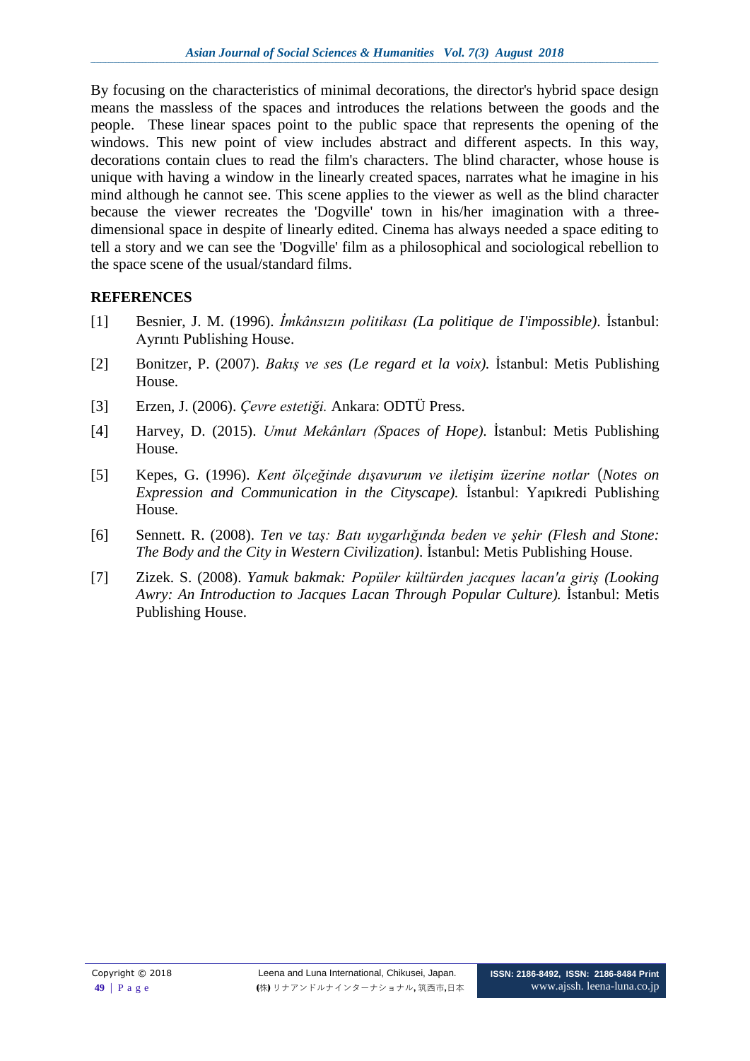By focusing on the characteristics of minimal decorations, the director's hybrid space design means the massless of the spaces and introduces the relations between the goods and the people. These linear spaces point to the public space that represents the opening of the windows. This new point of view includes abstract and different aspects. In this way, decorations contain clues to read the film's characters. The blind character, whose house is unique with having a window in the linearly created spaces, narrates what he imagine in his mind although he cannot see. This scene applies to the viewer as well as the blind character because the viewer recreates the 'Dogville' town in his/her imagination with a three-dimensional space in despite of linearly edited. Cinema has always needed a space editing to tell a story and we can see the 'Dogville' film as a philosophical and sociological rebellion to the space scene of the usual/standard films.

## REFERENCES

[1] Besnier, J. M. (1996). *İmkânsızın politikası (La politique de I'impossible)*. İstanbul: Ayrıntı Publishing House.

[2] Bonitzer, P. (2007). *Bakış ve ses (Le regard et la voix).* İstanbul: Metis Publishing House.

[3] Erzen, J. (2006). *Çevre estetiği.* Ankara: ODTÜ Press.

[4] Harvey, D. (2015). *Umut Mekânları (Spaces of Hope).* İstanbul: Metis Publishing House.

[5] Kepes, G. (1996). *Kent ölçeğinde dışavurum ve iletişim üzerine notlar (Notes on Expression and Communication in the Cityscape).* İstanbul: Yapıkredi Publishing House.

[6] Sennett. R. (2008). *Ten ve taş: Batı uygarlığında beden ve şehir (Flesh and Stone: The Body and the City in Western Civilization).* İstanbul: Metis Publishing House.

[7] Zizek. S. (2008). *Yamuk bakmak: Popüler kültürden jacques lacan'a giriş (Looking Awry: An Introduction to Jacques Lacan Through Popular Culture).* İstanbul: Metis Publishing House.